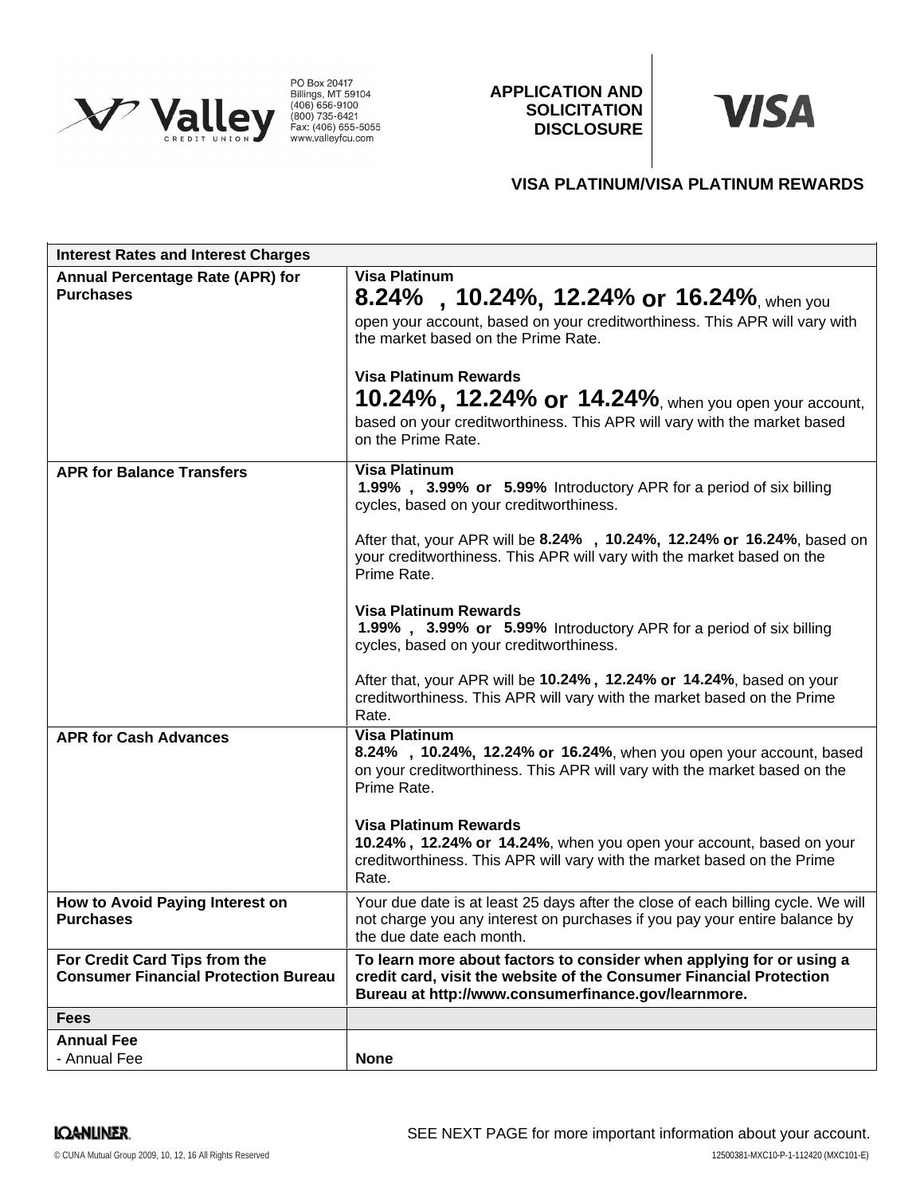Valley Credit Union
PO Box 20417
Billings, MT 59104
(406) 656-9100
(800) 735-6421
Fax: (406) 655-5055
www.valleyfcu.com

# APPLICATION AND SOLICITATION DISCLOSURE

VISA

## VISA PLATINUM/VISA PLATINUM REWARDS

| Interest Rates and Interest Charges | |
|---|---|
| **Annual Percentage Rate (APR) for Purchases** | **Visa Platinum**<br>**8.24% , 10.24%, 12.24% or 16.24%**, when you open your account, based on your creditworthiness. This APR will vary with the market based on the Prime Rate.<br><br>**Visa Platinum Rewards**<br>**10.24%, 12.24% or 14.24%**, when you open your account, based on your creditworthiness. This APR will vary with the market based on the Prime Rate. |
| **APR for Balance Transfers** | **Visa Platinum**<br>**1.99% , 3.99% or 5.99%** Introductory APR for a period of six billing cycles, based on your creditworthiness.<br><br>After that, your APR will be **8.24% , 10.24%, 12.24% or 16.24%**, based on your creditworthiness. This APR will vary with the market based on the Prime Rate.<br><br>**Visa Platinum Rewards**<br>**1.99% , 3.99% or 5.99%** Introductory APR for a period of six billing cycles, based on your creditworthiness.<br><br>After that, your APR will be **10.24%, 12.24% or 14.24%**, based on your creditworthiness. This APR will vary with the market based on the Prime Rate. |
| **APR for Cash Advances** | **Visa Platinum**<br>**8.24% , 10.24%, 12.24% or 16.24%**, when you open your account, based on your creditworthiness. This APR will vary with the market based on the Prime Rate.<br><br>**Visa Platinum Rewards**<br>**10.24%, 12.24% or 14.24%**, when you open your account, based on your creditworthiness. This APR will vary with the market based on the Prime Rate. |
| **How to Avoid Paying Interest on Purchases** | Your due date is at least 25 days after the close of each billing cycle. We will not charge you any interest on purchases if you pay your entire balance by the due date each month. |
| **For Credit Card Tips from the Consumer Financial Protection Bureau** | **To learn more about factors to consider when applying for or using a credit card, visit the website of the Consumer Financial Protection Bureau at http://www.consumerfinance.gov/learnmore.** |
| **Fees** | |
| **Annual Fee**<br>- Annual Fee | **None** |

SEE NEXT PAGE for more important information about your account.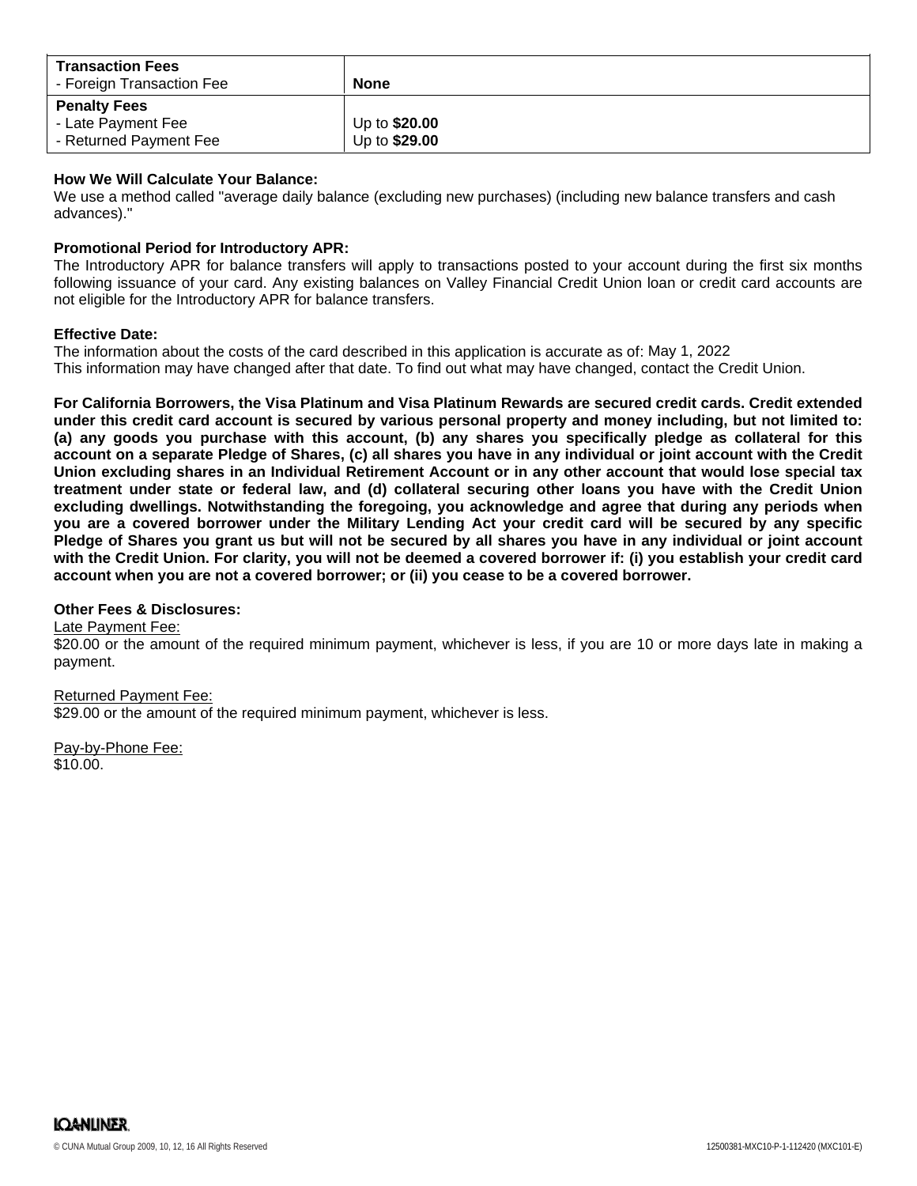| | |
|---|---|
| **Transaction Fees**<br>- Foreign Transaction Fee | **None** |
| **Penalty Fees**<br>- Late Payment Fee<br>- Returned Payment Fee | <br>Up to **$20.00**<br>Up to **$29.00** |

**How We Will Calculate Your Balance:**
We use a method called "average daily balance (excluding new purchases) (including new balance transfers and cash advances)."

**Promotional Period for Introductory APR:**
The Introductory APR for balance transfers will apply to transactions posted to your account during the first six months following issuance of your card. Any existing balances on Valley Financial Credit Union loan or credit card accounts are not eligible for the Introductory APR for balance transfers.

**Effective Date:**
The information about the costs of the card described in this application is accurate as of: May 1, 2022
This information may have changed after that date. To find out what may have changed, contact the Credit Union.

**For California Borrowers, the Visa Platinum and Visa Platinum Rewards are secured credit cards. Credit extended under this credit card account is secured by various personal property and money including, but not limited to: (a) any goods you purchase with this account, (b) any shares you specifically pledge as collateral for this account on a separate Pledge of Shares, (c) all shares you have in any individual or joint account with the Credit Union excluding shares in an Individual Retirement Account or in any other account that would lose special tax treatment under state or federal law, and (d) collateral securing other loans you have with the Credit Union excluding dwellings. Notwithstanding the foregoing, you acknowledge and agree that during any periods when you are a covered borrower under the Military Lending Act your credit card will be secured by any specific Pledge of Shares you grant us but will not be secured by all shares you have in any individual or joint account with the Credit Union. For clarity, you will not be deemed a covered borrower if: (i) you establish your credit card account when you are not a covered borrower; or (ii) you cease to be a covered borrower.**

**Other Fees & Disclosures:**

Late Payment Fee:
$20.00 or the amount of the required minimum payment, whichever is less, if you are 10 or more days late in making a payment.

Returned Payment Fee:
$29.00 or the amount of the required minimum payment, whichever is less.

Pay-by-Phone Fee:
$10.00.

LOANLINER.

© CUNA Mutual Group 2009, 10, 12, 16 All Rights Reserved

12500381-MXC10-P-1-112420 (MXC101-E)